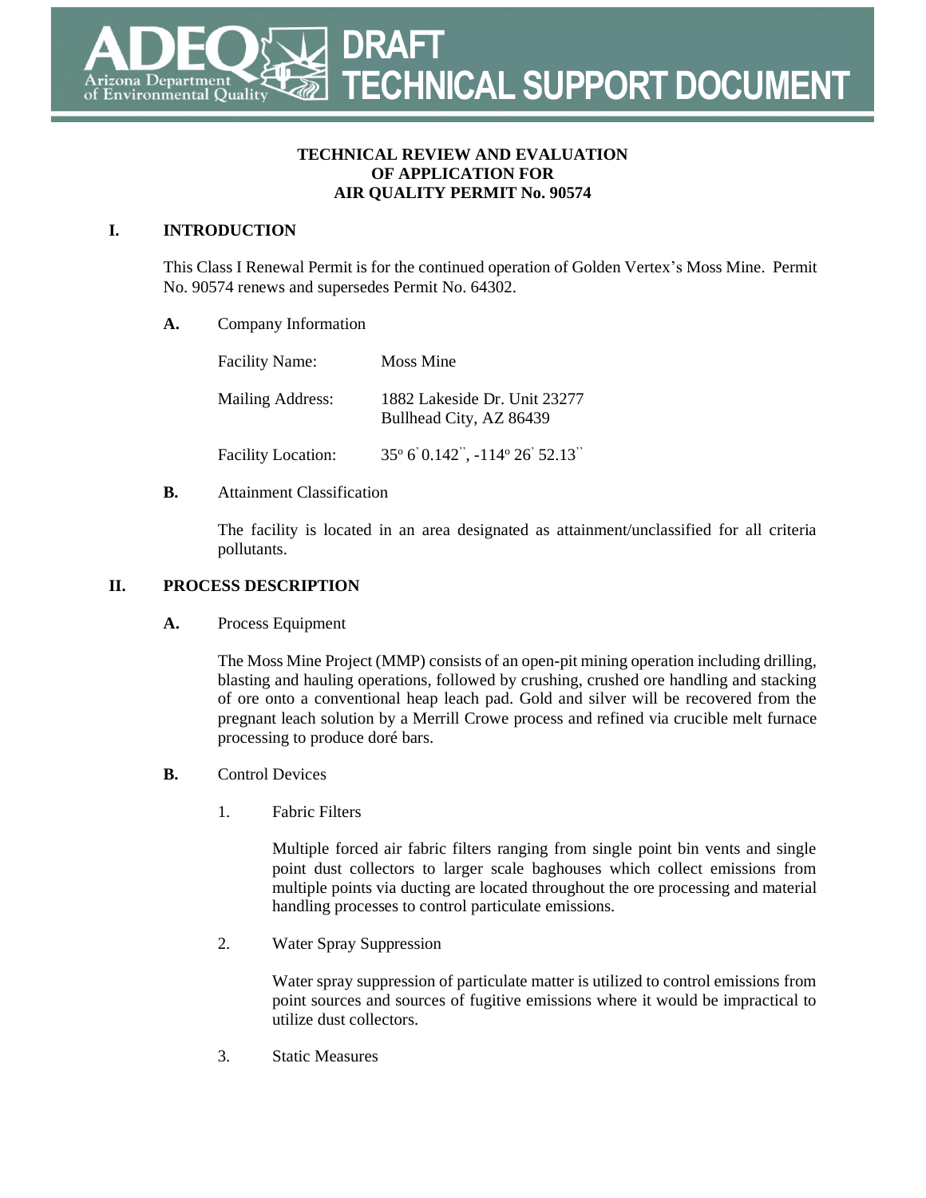# DRAFT TECHNICAL SUPPORT DOCUMENT

**TECHNICAL REVIEW AND EVALUATION**
**OF APPLICATION FOR**
**AIR QUALITY PERMIT No. 90574**

## I. INTRODUCTION

This Class I Renewal Permit is for the continued operation of Golden Vertex's Moss Mine. Permit No. 90574 renews and supersedes Permit No. 64302.

**A.** Company Information

Facility Name: Moss Mine

Mailing Address: 1882 Lakeside Dr. Unit 23277
Bullhead City, AZ 86439

Facility Location: 35° 6' 0.142", -114° 26' 52.13"

**B.** Attainment Classification

The facility is located in an area designated as attainment/unclassified for all criteria pollutants.

## II. PROCESS DESCRIPTION

**A.** Process Equipment

The Moss Mine Project (MMP) consists of an open-pit mining operation including drilling, blasting and hauling operations, followed by crushing, crushed ore handling and stacking of ore onto a conventional heap leach pad. Gold and silver will be recovered from the pregnant leach solution by a Merrill Crowe process and refined via crucible melt furnace processing to produce doré bars.

**B.** Control Devices

1. Fabric Filters

   Multiple forced air fabric filters ranging from single point bin vents and single point dust collectors to larger scale baghouses which collect emissions from multiple points via ducting are located throughout the ore processing and material handling processes to control particulate emissions.

2. Water Spray Suppression

   Water spray suppression of particulate matter is utilized to control emissions from point sources and sources of fugitive emissions where it would be impractical to utilize dust collectors.

3. Static Measures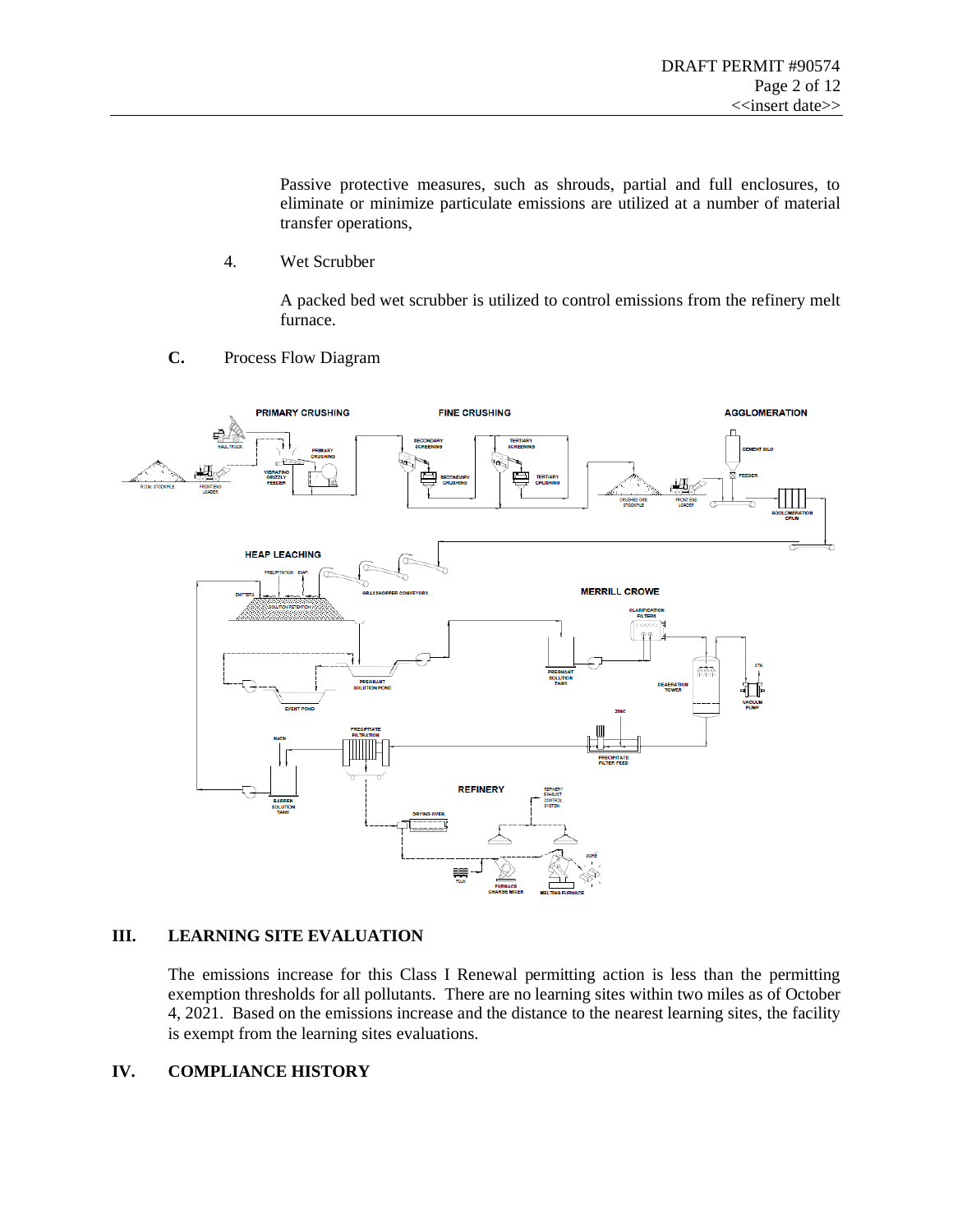Passive protective measures, such as shrouds, partial and full enclosures, to eliminate or minimize particulate emissions are utilized at a number of material transfer operations,

4. Wet Scrubber

   A packed bed wet scrubber is utilized to control emissions from the refinery melt furnace.

**C.** Process Flow Diagram

## III. LEARNING SITE EVALUATION

The emissions increase for this Class I Renewal permitting action is less than the permitting exemption thresholds for all pollutants. There are no learning sites within two miles as of October 4, 2021. Based on the emissions increase and the distance to the nearest learning sites, the facility is exempt from the learning sites evaluations.

## IV. COMPLIANCE HISTORY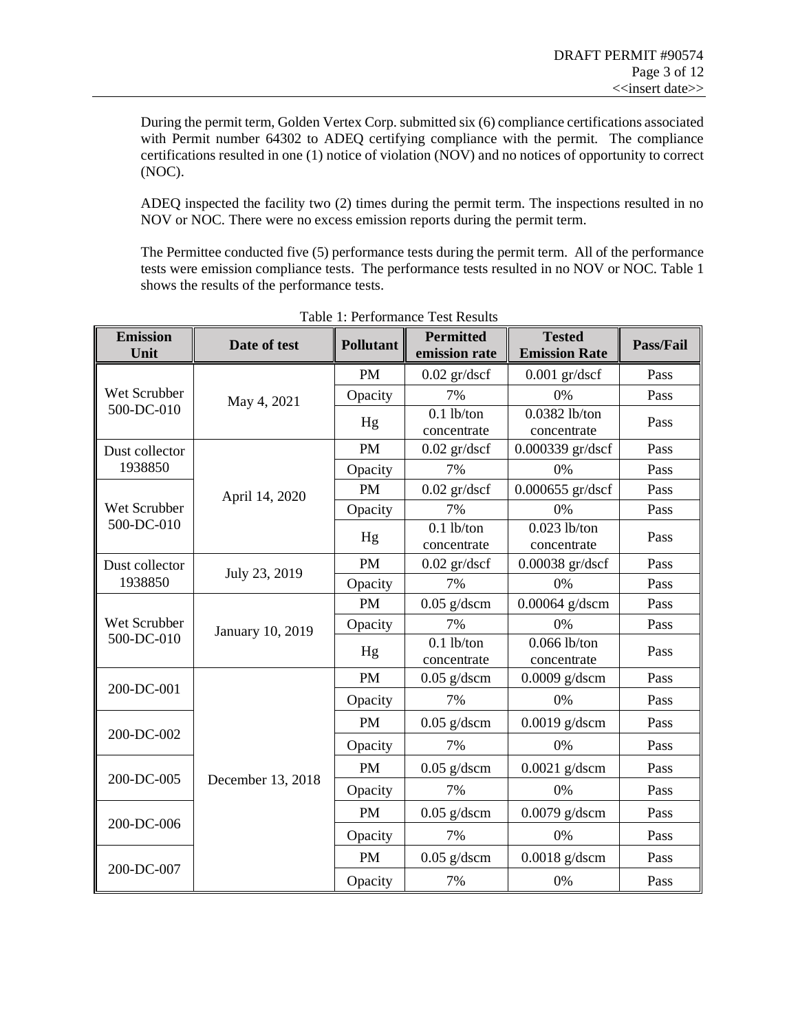During the permit term, Golden Vertex Corp. submitted six (6) compliance certifications associated with Permit number 64302 to ADEQ certifying compliance with the permit. The compliance certifications resulted in one (1) notice of violation (NOV) and no notices of opportunity to correct (NOC).

ADEQ inspected the facility two (2) times during the permit term. The inspections resulted in no NOV or NOC. There were no excess emission reports during the permit term.

The Permittee conducted five (5) performance tests during the permit term. All of the performance tests were emission compliance tests. The performance tests resulted in no NOV or NOC. Table 1 shows the results of the performance tests.

Table 1: Performance Test Results

| Emission Unit | Date of test | Pollutant | Permitted emission rate | Tested Emission Rate | Pass/Fail |
|---|---|---|---|---|---|
| Wet Scrubber 500-DC-010 | May 4, 2021 | PM | 0.02 gr/dscf | 0.001 gr/dscf | Pass |
| | | Opacity | 7% | 0% | Pass |
| | | Hg | 0.1 lb/ton concentrate | 0.0382 lb/ton concentrate | Pass |
| Dust collector 1938850 | April 14, 2020 | PM | 0.02 gr/dscf | 0.000339 gr/dscf | Pass |
| | | Opacity | 7% | 0% | Pass |
| Wet Scrubber 500-DC-010 | | PM | 0.02 gr/dscf | 0.000655 gr/dscf | Pass |
| | | Opacity | 7% | 0% | Pass |
| | | Hg | 0.1 lb/ton concentrate | 0.023 lb/ton concentrate | Pass |
| Dust collector 1938850 | July 23, 2019 | PM | 0.02 gr/dscf | 0.00038 gr/dscf | Pass |
| | | Opacity | 7% | 0% | Pass |
| Wet Scrubber 500-DC-010 | January 10, 2019 | PM | 0.05 g/dscm | 0.00064 g/dscm | Pass |
| | | Opacity | 7% | 0% | Pass |
| | | Hg | 0.1 lb/ton concentrate | 0.066 lb/ton concentrate | Pass |
| 200-DC-001 | December 13, 2018 | PM | 0.05 g/dscm | 0.0009 g/dscm | Pass |
| | | Opacity | 7% | 0% | Pass |
| 200-DC-002 | | PM | 0.05 g/dscm | 0.0019 g/dscm | Pass |
| | | Opacity | 7% | 0% | Pass |
| 200-DC-005 | | PM | 0.05 g/dscm | 0.0021 g/dscm | Pass |
| | | Opacity | 7% | 0% | Pass |
| 200-DC-006 | | PM | 0.05 g/dscm | 0.0079 g/dscm | Pass |
| | | Opacity | 7% | 0% | Pass |
| 200-DC-007 | | PM | 0.05 g/dscm | 0.0018 g/dscm | Pass |
| | | Opacity | 7% | 0% | Pass |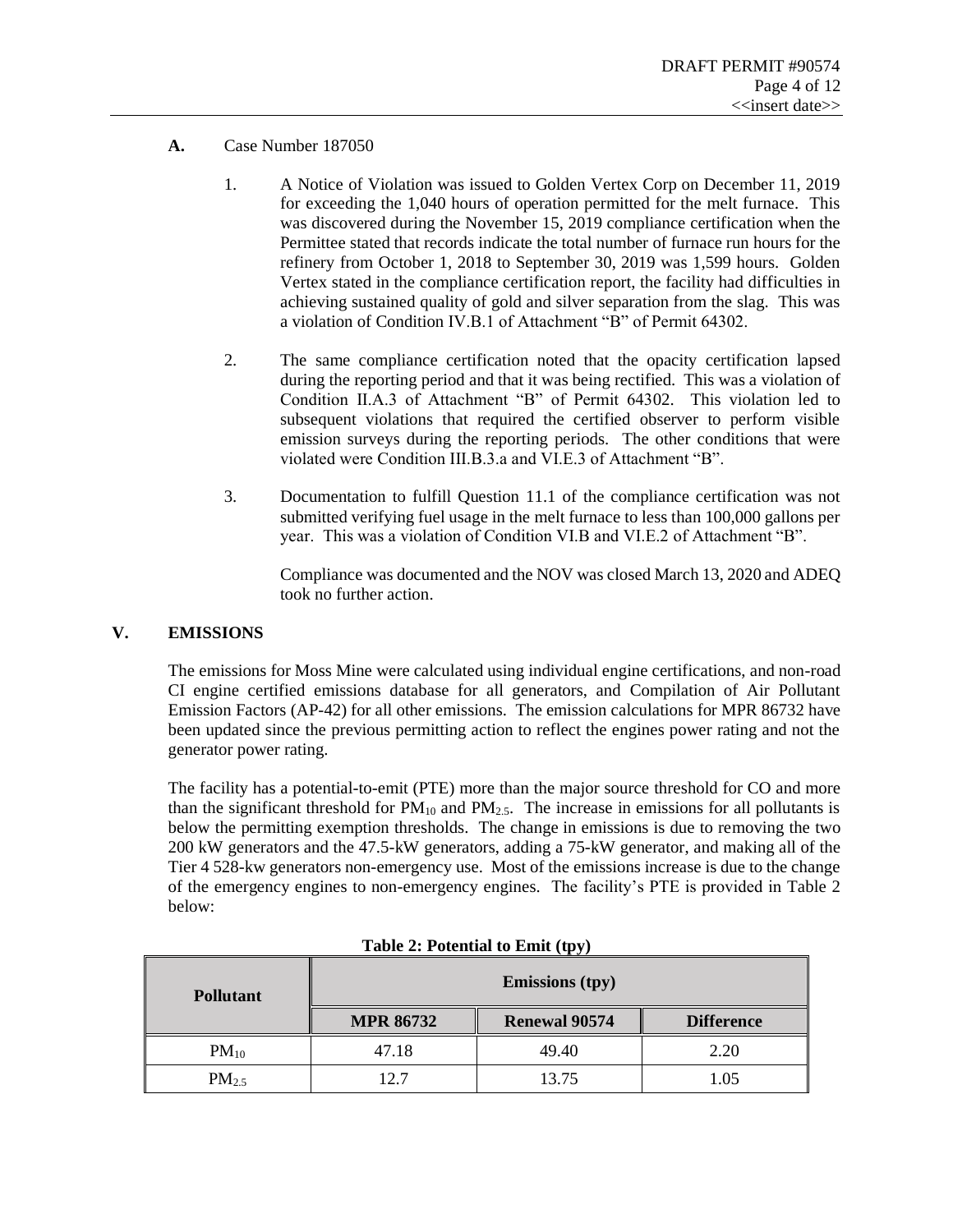**A.** Case Number 187050

1. A Notice of Violation was issued to Golden Vertex Corp on December 11, 2019 for exceeding the 1,040 hours of operation permitted for the melt furnace. This was discovered during the November 15, 2019 compliance certification when the Permittee stated that records indicate the total number of furnace run hours for the refinery from October 1, 2018 to September 30, 2019 was 1,599 hours. Golden Vertex stated in the compliance certification report, the facility had difficulties in achieving sustained quality of gold and silver separation from the slag. This was a violation of Condition IV.B.1 of Attachment "B" of Permit 64302.

2. The same compliance certification noted that the opacity certification lapsed during the reporting period and that it was being rectified. This was a violation of Condition II.A.3 of Attachment "B" of Permit 64302. This violation led to subsequent violations that required the certified observer to perform visible emission surveys during the reporting periods. The other conditions that were violated were Condition III.B.3.a and VI.E.3 of Attachment "B".

3. Documentation to fulfill Question 11.1 of the compliance certification was not submitted verifying fuel usage in the melt furnace to less than 100,000 gallons per year. This was a violation of Condition VI.B and VI.E.2 of Attachment "B".

   Compliance was documented and the NOV was closed March 13, 2020 and ADEQ took no further action.

## V. EMISSIONS

The emissions for Moss Mine were calculated using individual engine certifications, and non-road CI engine certified emissions database for all generators, and Compilation of Air Pollutant Emission Factors (AP-42) for all other emissions. The emission calculations for MPR 86732 have been updated since the previous permitting action to reflect the engines power rating and not the generator power rating.

The facility has a potential-to-emit (PTE) more than the major source threshold for CO and more than the significant threshold for $PM_{10}$ and $PM_{2.5}$. The increase in emissions for all pollutants is below the permitting exemption thresholds. The change in emissions is due to removing the two 200 kW generators and the 47.5-kW generators, adding a 75-kW generator, and making all of the Tier 4 528-kw generators non-emergency use. Most of the emissions increase is due to the change of the emergency engines to non-emergency engines. The facility's PTE is provided in Table 2 below:

**Table 2: Potential to Emit (tpy)**

| Pollutant | Emissions (tpy) | | |
|---|---|---|---|
| | MPR 86732 | Renewal 90574 | Difference |
| $PM_{10}$ | 47.18 | 49.40 | 2.20 |
| $PM_{2.5}$ | 12.7 | 13.75 | 1.05 |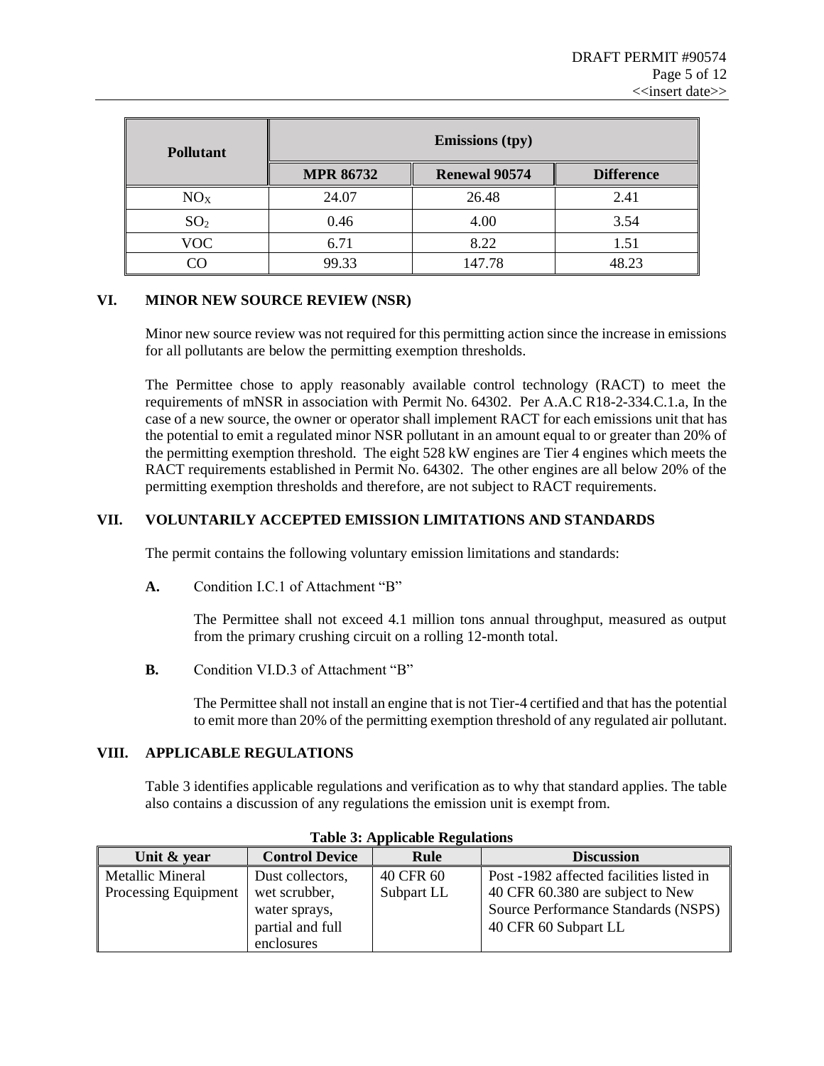| Pollutant | Emissions (tpy) | | |
|---|---|---|---|
| | MPR 86732 | Renewal 90574 | Difference |
| $NO_X$ | 24.07 | 26.48 | 2.41 |
| $SO_2$ | 0.46 | 4.00 | 3.54 |
| VOC | 6.71 | 8.22 | 1.51 |
| CO | 99.33 | 147.78 | 48.23 |

## VI. MINOR NEW SOURCE REVIEW (NSR)

Minor new source review was not required for this permitting action since the increase in emissions for all pollutants are below the permitting exemption thresholds.

The Permittee chose to apply reasonably available control technology (RACT) to meet the requirements of mNSR in association with Permit No. 64302. Per A.A.C R18-2-334.C.1.a, In the case of a new source, the owner or operator shall implement RACT for each emissions unit that has the potential to emit a regulated minor NSR pollutant in an amount equal to or greater than 20% of the permitting exemption threshold. The eight 528 kW engines are Tier 4 engines which meets the RACT requirements established in Permit No. 64302. The other engines are all below 20% of the permitting exemption thresholds and therefore, are not subject to RACT requirements.

## VII. VOLUNTARILY ACCEPTED EMISSION LIMITATIONS AND STANDARDS

The permit contains the following voluntary emission limitations and standards:

**A.** Condition I.C.1 of Attachment "B"

The Permittee shall not exceed 4.1 million tons annual throughput, measured as output from the primary crushing circuit on a rolling 12-month total.

**B.** Condition VI.D.3 of Attachment "B"

The Permittee shall not install an engine that is not Tier-4 certified and that has the potential to emit more than 20% of the permitting exemption threshold of any regulated air pollutant.

## VIII. APPLICABLE REGULATIONS

Table 3 identifies applicable regulations and verification as to why that standard applies. The table also contains a discussion of any regulations the emission unit is exempt from.

**Table 3: Applicable Regulations**

| Unit & year | Control Device | Rule | Discussion |
|---|---|---|---|
| Metallic Mineral Processing Equipment | Dust collectors, wet scrubber, water sprays, partial and full enclosures | 40 CFR 60 Subpart LL | Post -1982 affected facilities listed in 40 CFR 60.380 are subject to New Source Performance Standards (NSPS) 40 CFR 60 Subpart LL |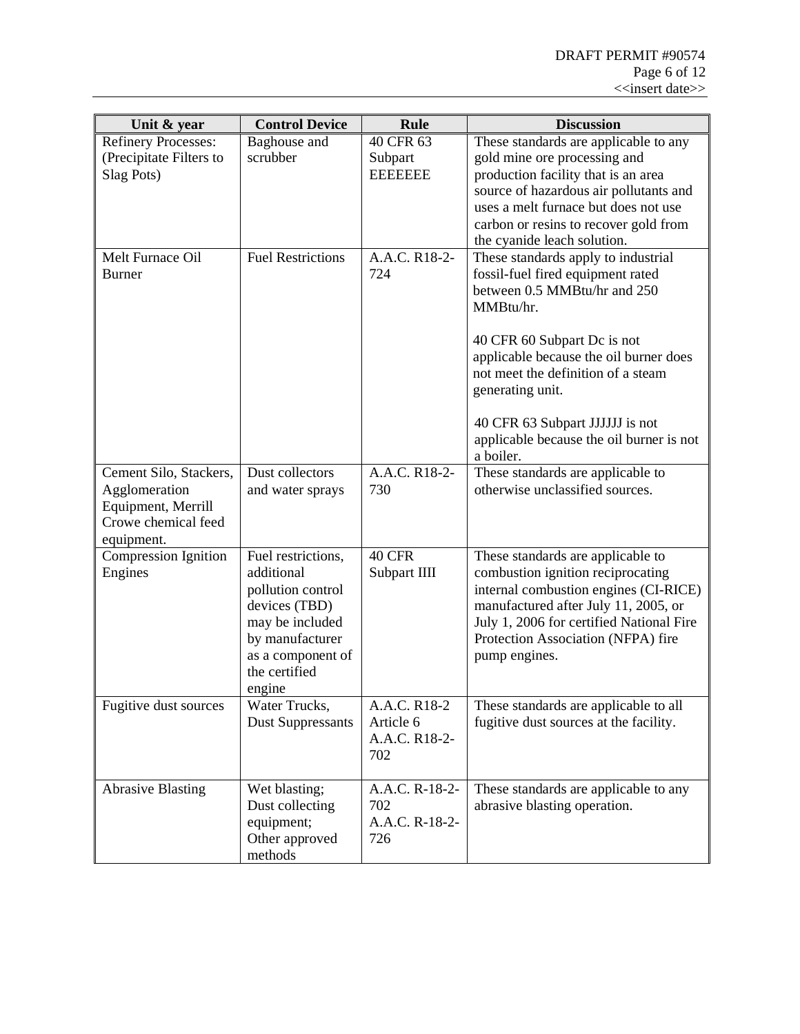| Unit & year | Control Device | Rule | Discussion |
|---|---|---|---|
| Refinery Processes: (Precipitate Filters to Slag Pots) | Baghouse and scrubber | 40 CFR 63 Subpart EEEEEEE | These standards are applicable to any gold mine ore processing and production facility that is an area source of hazardous air pollutants and uses a melt furnace but does not use carbon or resins to recover gold from the cyanide leach solution. |
| Melt Furnace Oil Burner | Fuel Restrictions | A.A.C. R18-2-724 | These standards apply to industrial fossil-fuel fired equipment rated between 0.5 MMBtu/hr and 250 MMBtu/hr.<br><br>40 CFR 60 Subpart Dc is not applicable because the oil burner does not meet the definition of a steam generating unit.<br><br>40 CFR 63 Subpart JJJJJJ is not applicable because the oil burner is not a boiler. |
| Cement Silo, Stackers, Agglomeration Equipment, Merrill Crowe chemical feed equipment. | Dust collectors and water sprays | A.A.C. R18-2-730 | These standards are applicable to otherwise unclassified sources. |
| Compression Ignition Engines | Fuel restrictions, additional pollution control devices (TBD) may be included by manufacturer as a component of the certified engine | 40 CFR Subpart IIII | These standards are applicable to combustion ignition reciprocating internal combustion engines (CI-RICE) manufactured after July 11, 2005, or July 1, 2006 for certified National Fire Protection Association (NFPA) fire pump engines. |
| Fugitive dust sources | Water Trucks, Dust Suppressants | A.A.C. R18-2 Article 6<br>A.A.C. R18-2-702 | These standards are applicable to all fugitive dust sources at the facility. |
| Abrasive Blasting | Wet blasting;<br>Dust collecting equipment;<br>Other approved methods | A.A.C. R-18-2-702<br>A.A.C. R-18-2-726 | These standards are applicable to any abrasive blasting operation. |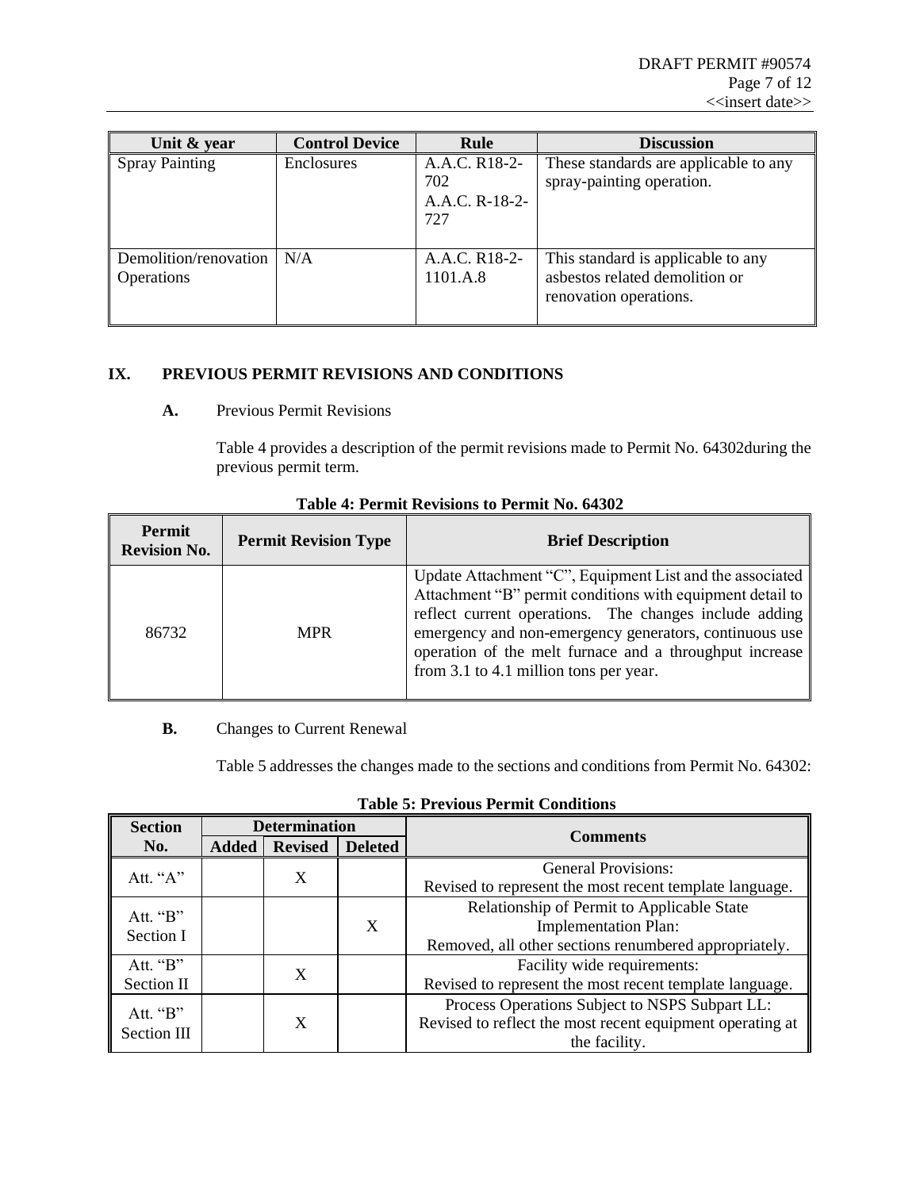| Unit & year | Control Device | Rule | Discussion |
|---|---|---|---|
| Spray Painting | Enclosures | A.A.C. R18-2-702<br>A.A.C. R-18-2-727 | These standards are applicable to any spray-painting operation. |
| Demolition/renovation Operations | N/A | A.A.C. R18-2-1101.A.8 | This standard is applicable to any asbestos related demolition or renovation operations. |

## IX. PREVIOUS PERMIT REVISIONS AND CONDITIONS

### A. Previous Permit Revisions

Table 4 provides a description of the permit revisions made to Permit No. 64302during the previous permit term.

**Table 4: Permit Revisions to Permit No. 64302**

| Permit Revision No. | Permit Revision Type | Brief Description |
|---|---|---|
| 86732 | MPR | Update Attachment "C", Equipment List and the associated Attachment "B" permit conditions with equipment detail to reflect current operations. The changes include adding emergency and non-emergency generators, continuous use operation of the melt furnace and a throughput increase from 3.1 to 4.1 million tons per year. |

### B. Changes to Current Renewal

Table 5 addresses the changes made to the sections and conditions from Permit No. 64302:

**Table 5: Previous Permit Conditions**

| Section No. | Determination | | | Comments |
|---|---|---|---|---|
| | Added | Revised | Deleted | |
| Att. "A" | | X | | General Provisions:<br>Revised to represent the most recent template language. |
| Att. "B" Section I | | | X | Relationship of Permit to Applicable State Implementation Plan:<br>Removed, all other sections renumbered appropriately. |
| Att. "B" Section II | | X | | Facility wide requirements:<br>Revised to represent the most recent template language. |
| Att. "B" Section III | | X | | Process Operations Subject to NSPS Subpart LL:<br>Revised to reflect the most recent equipment operating at the facility. |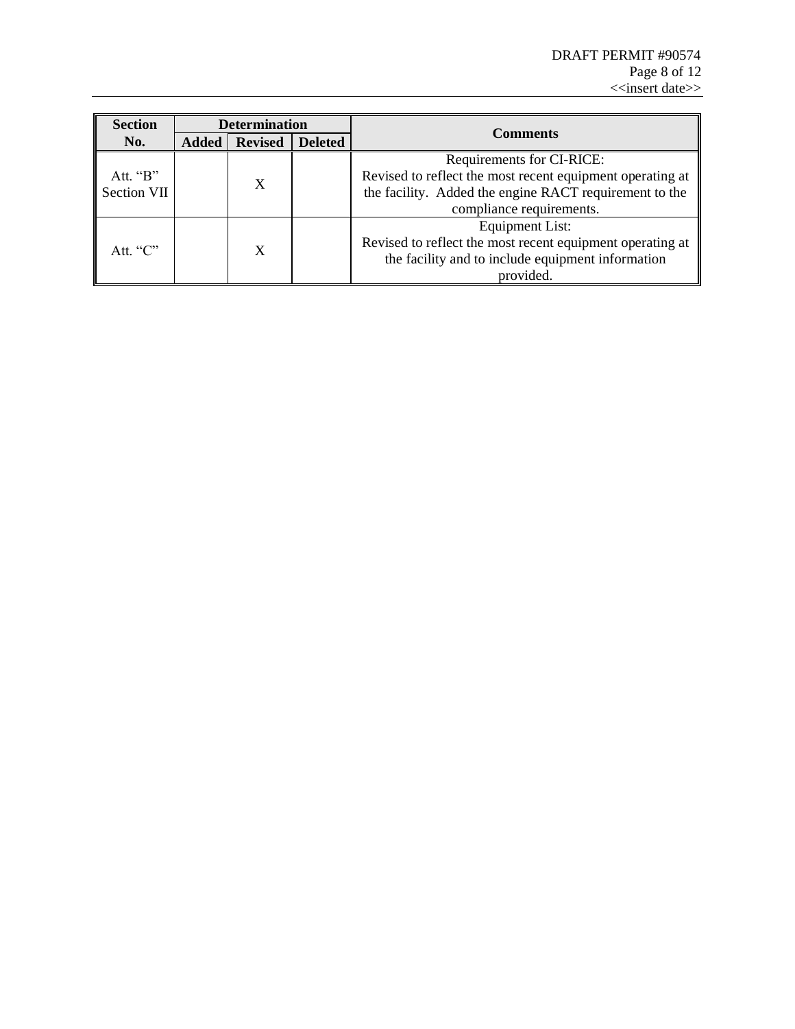| Section No. | Determination | | | Comments |
|---|---|---|---|---|
| | Added | Revised | Deleted | |
| Att. "B" Section VII | | X | | Requirements for CI-RICE: Revised to reflect the most recent equipment operating at the facility. Added the engine RACT requirement to the compliance requirements. |
| Att. "C" | | X | | Equipment List: Revised to reflect the most recent equipment operating at the facility and to include equipment information provided. |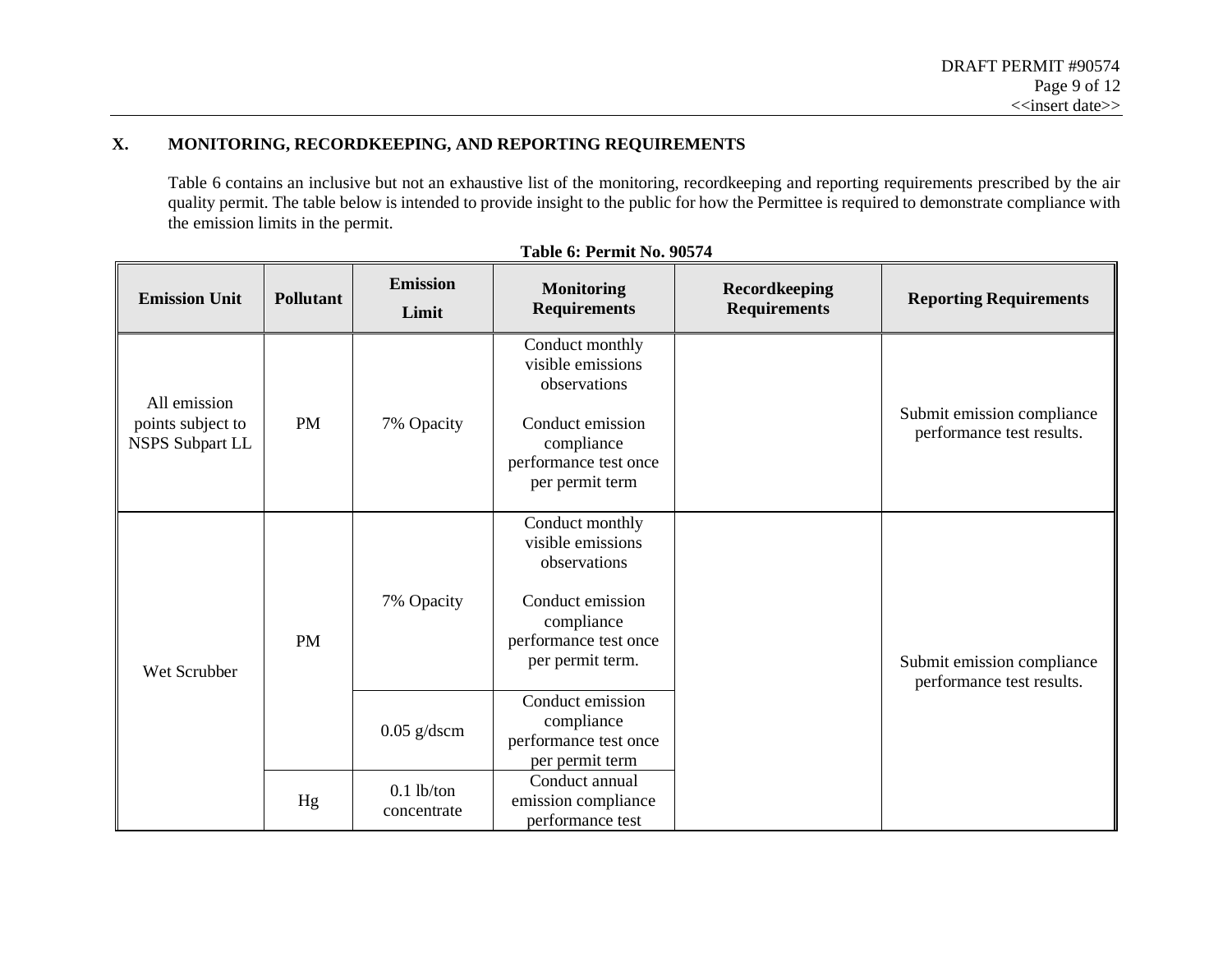## X. MONITORING, RECORDKEEPING, AND REPORTING REQUIREMENTS

Table 6 contains an inclusive but not an exhaustive list of the monitoring, recordkeeping and reporting requirements prescribed by the air quality permit. The table below is intended to provide insight to the public for how the Permittee is required to demonstrate compliance with the emission limits in the permit.

**Table 6: Permit No. 90574**

| Emission Unit | Pollutant | Emission Limit | Monitoring Requirements | Recordkeeping Requirements | Reporting Requirements |
|---|---|---|---|---|---|
| All emission points subject to NSPS Subpart LL | PM | 7% Opacity | Conduct monthly visible emissions observations<br><br>Conduct emission compliance performance test once per permit term | | Submit emission compliance performance test results. |
| Wet Scrubber | PM | 7% Opacity | Conduct monthly visible emissions observations<br><br>Conduct emission compliance performance test once per permit term. | | Submit emission compliance performance test results. |
| | | 0.05 g/dscm | Conduct emission compliance performance test once per permit term | | |
| | Hg | 0.1 lb/ton concentrate | Conduct annual emission compliance performance test | | |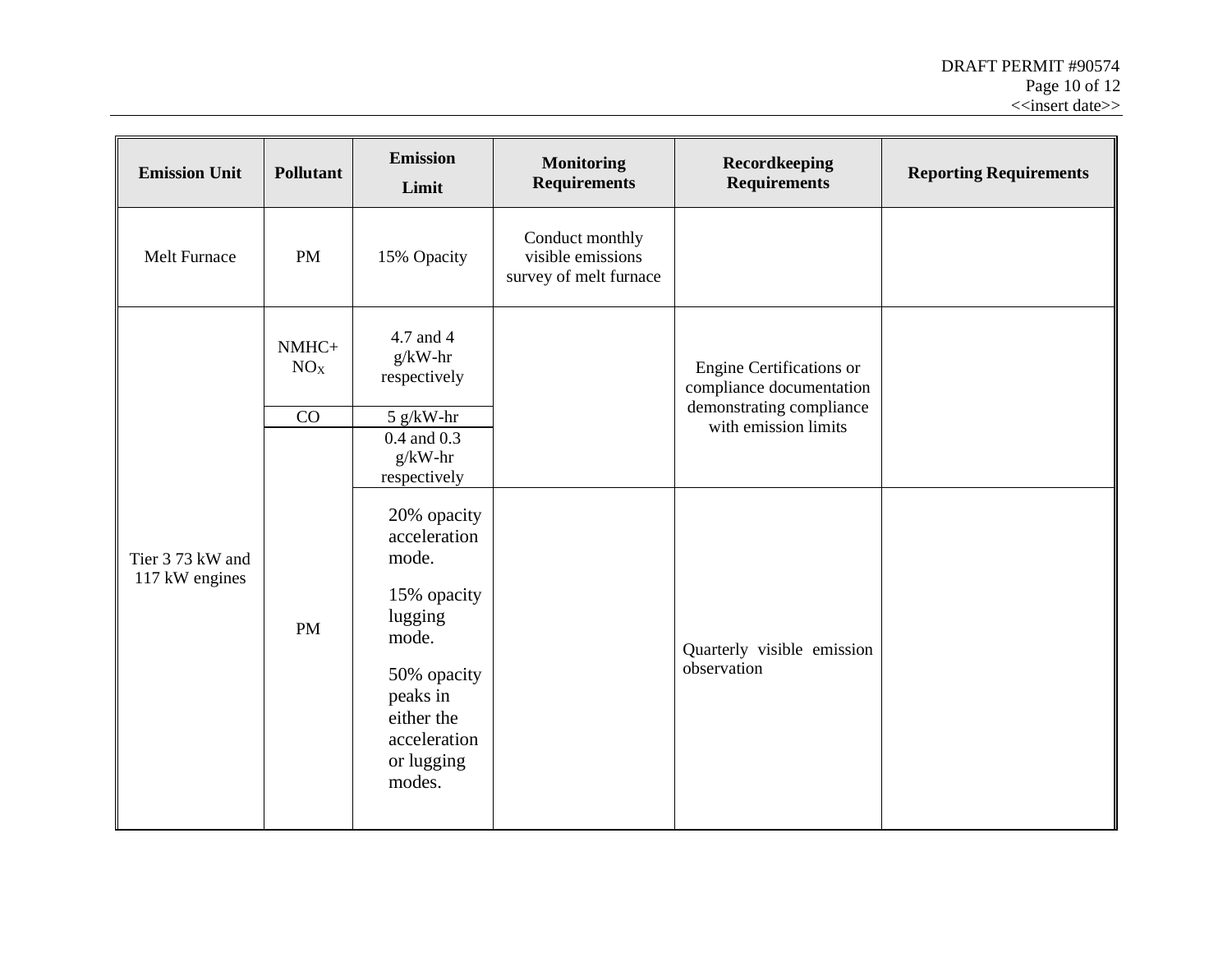| Emission Unit | Pollutant | Emission Limit | Monitoring Requirements | Recordkeeping Requirements | Reporting Requirements |
|---|---|---|---|---|---|
| Melt Furnace | PM | 15% Opacity | Conduct monthly visible emissions survey of melt furnace | | |
| Tier 3 73 kW and 117 kW engines | NMHC+ $NO_X$ | 4.7 and 4 g/kW-hr respectively | | Engine Certifications or compliance documentation demonstrating compliance with emission limits | |
| | CO | 5 g/kW-hr | | | |
| | PM | 0.4 and 0.3 g/kW-hr respectively | | | |
| | | 20% opacity acceleration mode.<br>15% opacity lugging mode.<br>50% opacity peaks in either the acceleration or lugging modes. | | Quarterly visible emission observation | |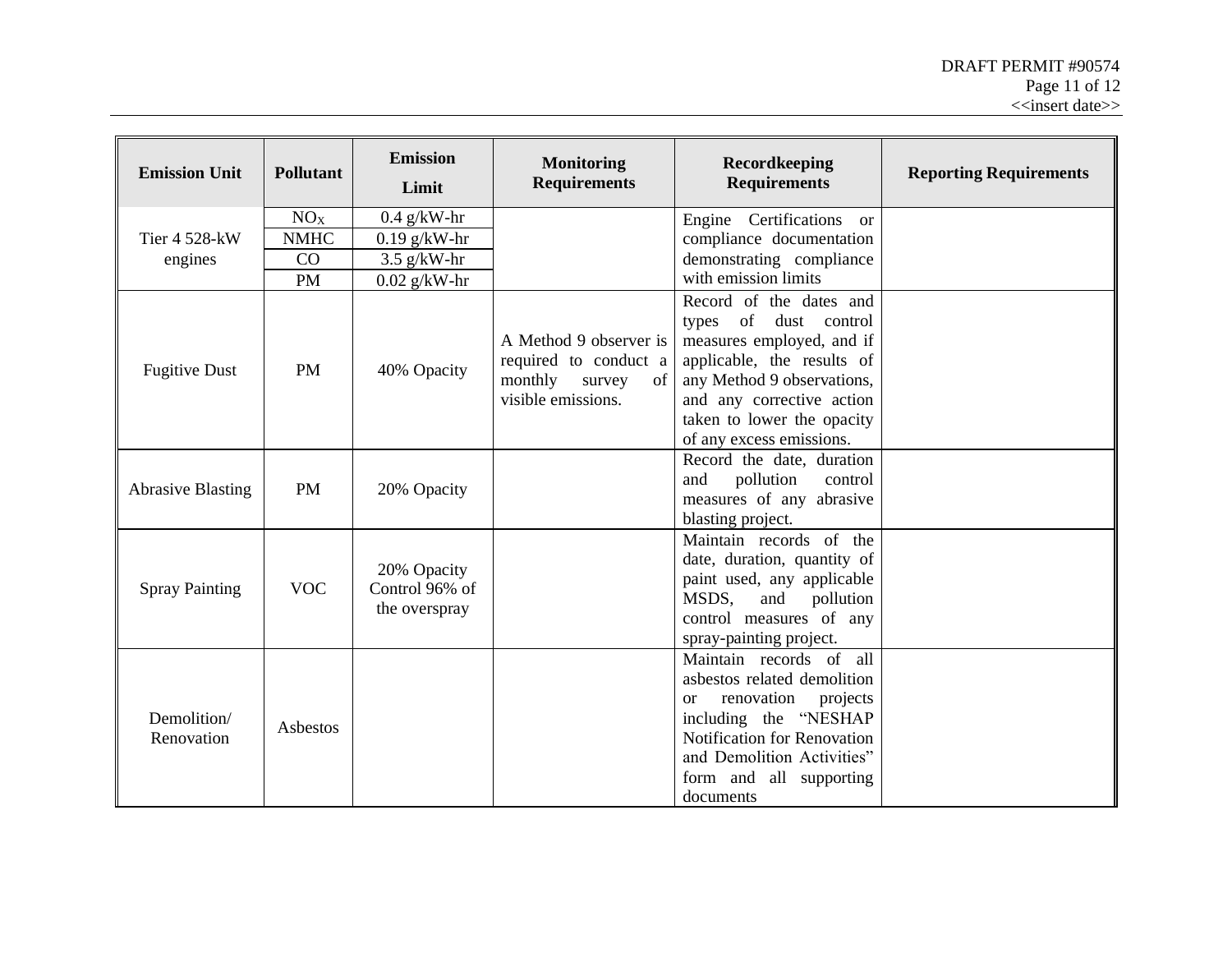| Emission Unit | Pollutant | Emission Limit | Monitoring Requirements | Recordkeeping Requirements | Reporting Requirements |
|---|---|---|---|---|---|
| Tier 4 528-kW engines | $NO_X$ | 0.4 g/kW-hr | | Engine Certifications or compliance documentation demonstrating compliance with emission limits | |
| | NMHC | 0.19 g/kW-hr | | | |
| | CO | 3.5 g/kW-hr | | | |
| | PM | 0.02 g/kW-hr | | | |
| Fugitive Dust | PM | 40% Opacity | A Method 9 observer is required to conduct a monthly survey of visible emissions. | Record of the dates and types of dust control measures employed, and if applicable, the results of any Method 9 observations, and any corrective action taken to lower the opacity of any excess emissions. | |
| Abrasive Blasting | PM | 20% Opacity | | Record the date, duration and pollution control measures of any abrasive blasting project. | |
| Spray Painting | VOC | 20% Opacity Control 96% of the overspray | | Maintain records of the date, duration, quantity of paint used, any applicable MSDS, and pollution control measures of any spray-painting project. | |
| Demolition/ Renovation | Asbestos | | | Maintain records of all asbestos related demolition or renovation projects including the "NESHAP Notification for Renovation and Demolition Activities" form and all supporting documents | |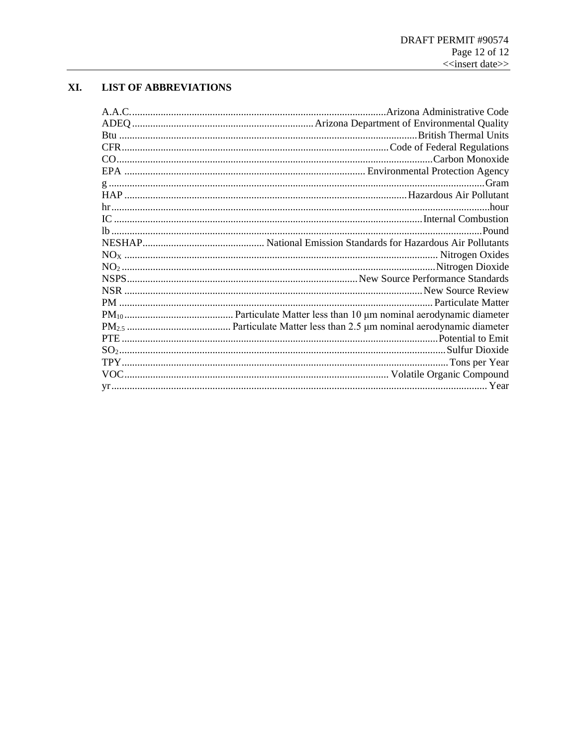## XI. LIST OF ABBREVIATIONS

| | |
|---|---|
| A.A.C. | Arizona Administrative Code |
| ADEQ | Arizona Department of Environmental Quality |
| Btu | British Thermal Units |
| CFR | Code of Federal Regulations |
| CO | Carbon Monoxide |
| EPA | Environmental Protection Agency |
| g | Gram |
| HAP | Hazardous Air Pollutant |
| hr | hour |
| IC | Internal Combustion |
| lb | Pound |
| NESHAP | National Emission Standards for Hazardous Air Pollutants |
| $NO_X$ | Nitrogen Oxides |
| $NO_2$ | Nitrogen Dioxide |
| NSPS | New Source Performance Standards |
| NSR | New Source Review |
| PM | Particulate Matter |
| $PM_{10}$ | Particulate Matter less than 10 µm nominal aerodynamic diameter |
| $PM_{2.5}$ | Particulate Matter less than 2.5 µm nominal aerodynamic diameter |
| PTE | Potential to Emit |
| $SO_2$ | Sulfur Dioxide |
| TPY | Tons per Year |
| VOC | Volatile Organic Compound |
| yr | Year |